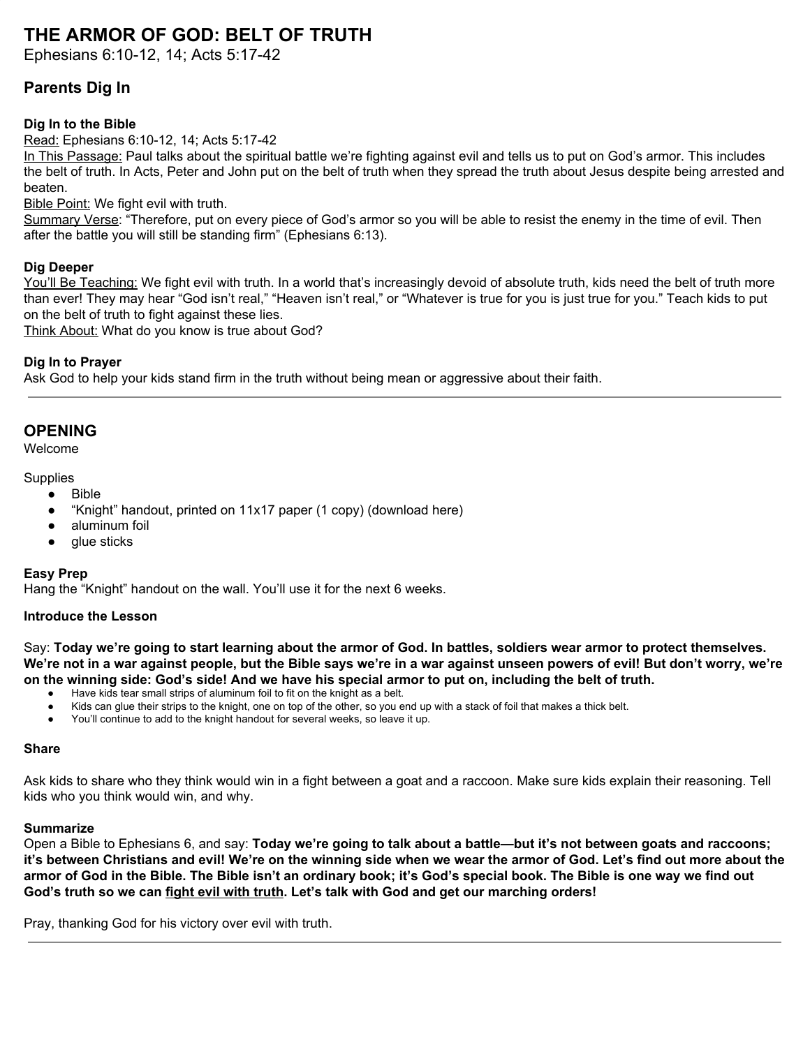# THE ARMOR OF GOD: BELT OF TRUTH

Ephesians 6:10-12, 14; Acts 5:17-42

## Parents Dig In

### Dig In to the Bible

Read: Ephesians 6:10-12, 14; Acts 5:17-42

In This Passage: Paul talks about the spiritual battle we're fighting against evil and tells us to put on God's armor. This includes the belt of truth. In Acts, Peter and John put on the belt of truth when they spread the truth about Jesus despite being arrested and beaten.

Bible Point: We fight evil with truth.

Summary Verse: "Therefore, put on every piece of God's armor so you will be able to resist the enemy in the time of evil. Then after the battle you will still be standing firm" (Ephesians 6:13).

### Dig Deeper

You'll Be Teaching: We fight evil with truth. In a world that's increasingly devoid of absolute truth, kids need the belt of truth more than ever! They may hear "God isn't real," "Heaven isn't real," or "Whatever is true for you is just true for you." Teach kids to put on the belt of truth to fight against these lies.

Think About: What do you know is true about God?

### Dig In to Prayer

Ask God to help your kids stand firm in the truth without being mean or aggressive about their faith.

---

## OPENING

Welcome

Supplies

- Bible
- "Knight" handout, printed on 11x17 paper (1 copy) (download here)
- aluminum foil
- glue sticks

### Easy Prep

Hang the "Knight" handout on the wall. You'll use it for the next 6 weeks.

### Introduce the Lesson

Say: **Today we're going to start learning about the armor of God. In battles, soldiers wear armor to protect themselves. We're not in a war against people, but the Bible says we're in a war against unseen powers of evil! But don't worry, we're on the winning side: God's side! And we have his special armor to put on, including the belt of truth.**

- Have kids tear small strips of aluminum foil to fit on the knight as a belt.
- Kids can glue their strips to the knight, one on top of the other, so you end up with a stack of foil that makes a thick belt.
- You'll continue to add to the knight handout for several weeks, so leave it up.

### Share

Ask kids to share who they think would win in a fight between a goat and a raccoon. Make sure kids explain their reasoning. Tell kids who you think would win, and why.

### Summarize

Open a Bible to Ephesians 6, and say: **Today we're going to talk about a battle—but it's not between goats and raccoons; it's between Christians and evil! We're on the winning side when we wear the armor of God. Let's find out more about the armor of God in the Bible. The Bible isn't an ordinary book; it's God's special book. The Bible is one way we find out God's truth so we can fight evil with truth. Let's talk with God and get our marching orders!**

Pray, thanking God for his victory over evil with truth.

---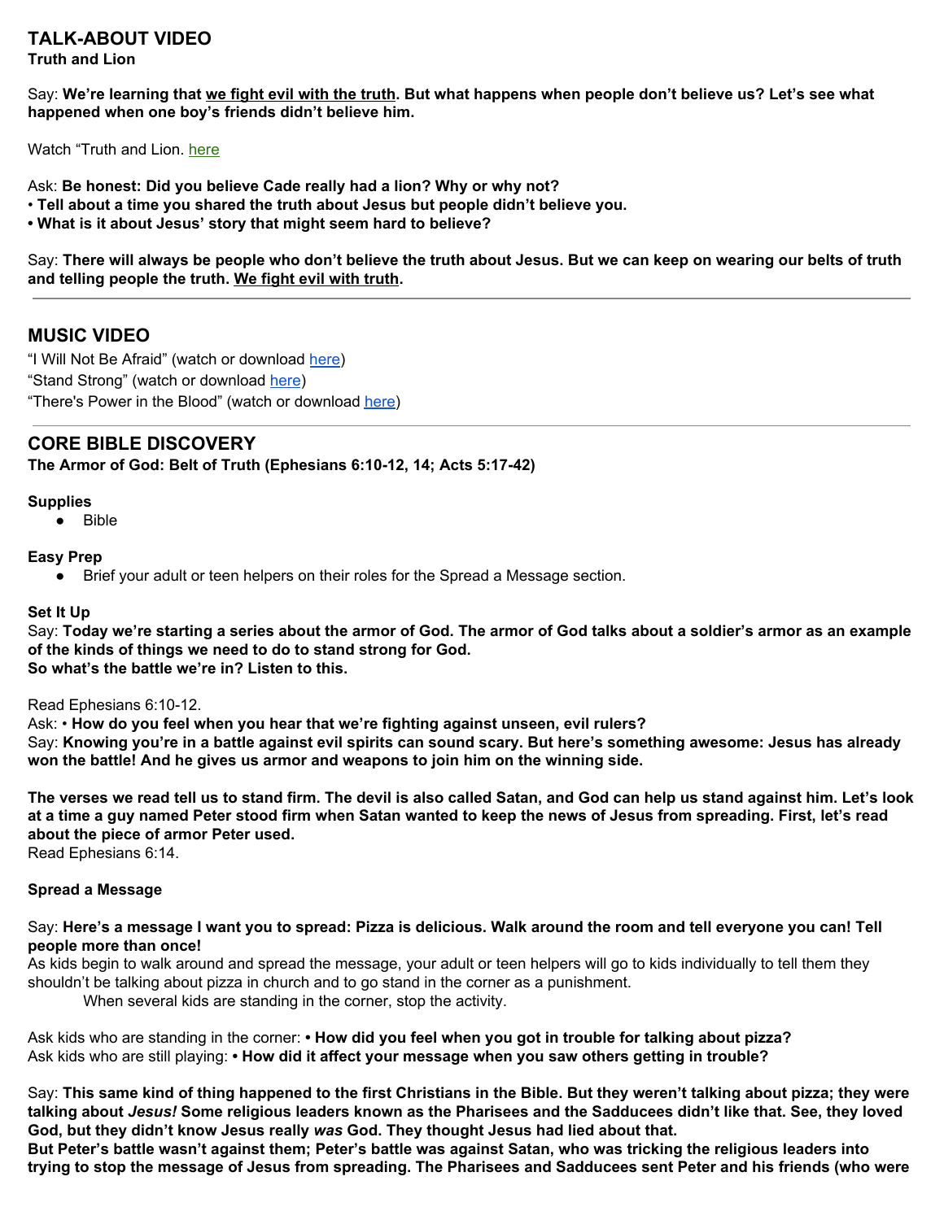## TALK-ABOUT VIDEO

**Truth and Lion**

Say: **We're learning that <u>we fight evil with the truth</u>. But what happens when people don't believe us? Let's see what happened when one boy's friends didn't believe him.**

Watch "Truth and Lion. here

Ask: **Be honest: Did you believe Cade really had a lion? Why or why not?**
• **Tell about a time you shared the truth about Jesus but people didn't believe you.**
**• What is it about Jesus' story that might seem hard to believe?**

Say: **There will always be people who don't believe the truth about Jesus. But we can keep on wearing our belts of truth and telling people the truth. <u>We fight evil with truth</u>.**

---

## MUSIC VIDEO

"I Will Not Be Afraid" (watch or download here)
"Stand Strong" (watch or download here)
"There's Power in the Blood" (watch or download here)

---

## CORE BIBLE DISCOVERY

**The Armor of God: Belt of Truth (Ephesians 6:10-12, 14; Acts 5:17-42)**

**Supplies**

- Bible

**Easy Prep**

- Brief your adult or teen helpers on their roles for the Spread a Message section.

**Set It Up**

Say: **Today we're starting a series about the armor of God. The armor of God talks about a soldier's armor as an example of the kinds of things we need to do to stand strong for God.**
**So what's the battle we're in? Listen to this.**

Read Ephesians 6:10-12.
Ask: • **How do you feel when you hear that we're fighting against unseen, evil rulers?**
Say: **Knowing you're in a battle against evil spirits can sound scary. But here's something awesome: Jesus has already won the battle! And he gives us armor and weapons to join him on the winning side.**

**The verses we read tell us to stand firm. The devil is also called Satan, and God can help us stand against him. Let's look at a time a guy named Peter stood firm when Satan wanted to keep the news of Jesus from spreading. First, let's read about the piece of armor Peter used.**
Read Ephesians 6:14.

**Spread a Message**

Say: **Here's a message I want you to spread: Pizza is delicious. Walk around the room and tell everyone you can! Tell people more than once!**
As kids begin to walk around and spread the message, your adult or teen helpers will go to kids individually to tell them they shouldn't be talking about pizza in church and to go stand in the corner as a punishment.
When several kids are standing in the corner, stop the activity.

Ask kids who are standing in the corner: **• How did you feel when you got in trouble for talking about pizza?**
Ask kids who are still playing: **• How did it affect your message when you saw others getting in trouble?**

Say: **This same kind of thing happened to the first Christians in the Bible. But they weren't talking about pizza; they were talking about *Jesus!* Some religious leaders known as the Pharisees and the Sadducees didn't like that. See, they loved God, but they didn't know Jesus really *was* God. They thought Jesus had lied about that.**
**But Peter's battle wasn't against them; Peter's battle was against Satan, who was tricking the religious leaders into trying to stop the message of Jesus from spreading. The Pharisees and Sadducees sent Peter and his friends (who were**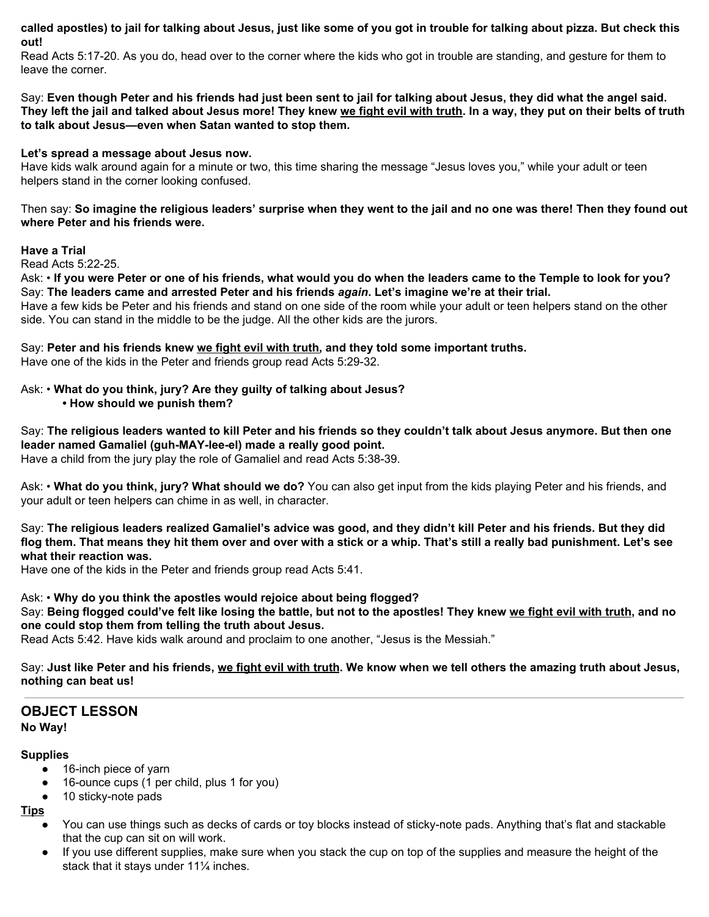**called apostles) to jail for talking about Jesus, just like some of you got in trouble for talking about pizza. But check this out!**

Read Acts 5:17-20. As you do, head over to the corner where the kids who got in trouble are standing, and gesture for them to leave the corner.

Say: **Even though Peter and his friends had just been sent to jail for talking about Jesus, they did what the angel said. They left the jail and talked about Jesus more! They knew <u>we fight evil with truth</u>. In a way, they put on their belts of truth to talk about Jesus—even when Satan wanted to stop them.**

**Let's spread a message about Jesus now.**

Have kids walk around again for a minute or two, this time sharing the message "Jesus loves you," while your adult or teen helpers stand in the corner looking confused.

Then say: **So imagine the religious leaders' surprise when they went to the jail and no one was there! Then they found out where Peter and his friends were.**

**Have a Trial**

Read Acts 5:22-25.

Ask: • **If you were Peter or one of his friends, what would you do when the leaders came to the Temple to look for you?**

Say: **The leaders came and arrested Peter and his friends *again*. Let's imagine we're at their trial.**

Have a few kids be Peter and his friends and stand on one side of the room while your adult or teen helpers stand on the other side. You can stand in the middle to be the judge. All the other kids are the jurors.

Say: **Peter and his friends knew <u>we fight evil with truth</u>, and they told some important truths.**

Have one of the kids in the Peter and friends group read Acts 5:29-32.

Ask: • **What do you think, jury? Are they guilty of talking about Jesus?**
• **How should we punish them?**

Say: **The religious leaders wanted to kill Peter and his friends so they couldn't talk about Jesus anymore. But then one leader named Gamaliel (guh-MAY-lee-el) made a really good point.**

Have a child from the jury play the role of Gamaliel and read Acts 5:38-39.

Ask: • **What do you think, jury? What should we do?** You can also get input from the kids playing Peter and his friends, and your adult or teen helpers can chime in as well, in character.

Say: **The religious leaders realized Gamaliel's advice was good, and they didn't kill Peter and his friends. But they did flog them. That means they hit them over and over with a stick or a whip. That's still a really bad punishment. Let's see what their reaction was.**

Have one of the kids in the Peter and friends group read Acts 5:41.

Ask: • **Why do you think the apostles would rejoice about being flogged?**

Say: **Being flogged could've felt like losing the battle, but not to the apostles! They knew <u>we fight evil with truth</u>, and no one could stop them from telling the truth about Jesus.**

Read Acts 5:42. Have kids walk around and proclaim to one another, "Jesus is the Messiah."

Say: **Just like Peter and his friends, <u>we fight evil with truth</u>. We know when we tell others the amazing truth about Jesus, nothing can beat us!**

---

## OBJECT LESSON

**No Way!**

**Supplies**

- 16-inch piece of yarn
- 16-ounce cups (1 per child, plus 1 for you)
- 10 sticky-note pads

**<u>Tips</u>**

- You can use things such as decks of cards or toy blocks instead of sticky-note pads. Anything that's flat and stackable that the cup can sit on will work.
- If you use different supplies, make sure when you stack the cup on top of the supplies and measure the height of the stack that it stays under 11¼ inches.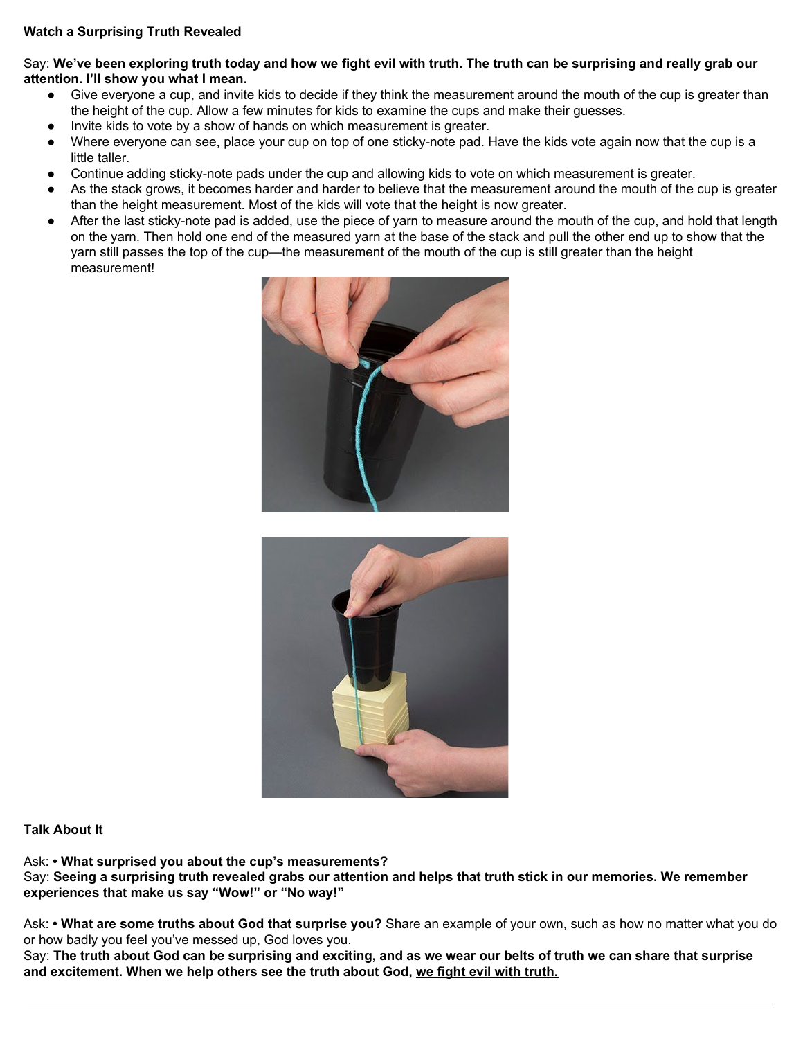**Watch a Surprising Truth Revealed**

Say: **We've been exploring truth today and how we fight evil with truth. The truth can be surprising and really grab our attention. I'll show you what I mean.**

- Give everyone a cup, and invite kids to decide if they think the measurement around the mouth of the cup is greater than the height of the cup. Allow a few minutes for kids to examine the cups and make their guesses.
- Invite kids to vote by a show of hands on which measurement is greater.
- Where everyone can see, place your cup on top of one sticky-note pad. Have the kids vote again now that the cup is a little taller.
- Continue adding sticky-note pads under the cup and allowing kids to vote on which measurement is greater.
- As the stack grows, it becomes harder and harder to believe that the measurement around the mouth of the cup is greater than the height measurement. Most of the kids will vote that the height is now greater.
- After the last sticky-note pad is added, use the piece of yarn to measure around the mouth of the cup, and hold that length on the yarn. Then hold one end of the measured yarn at the base of the stack and pull the other end up to show that the yarn still passes the top of the cup—the measurement of the mouth of the cup is still greater than the height measurement!

**Talk About It**

Ask: **• What surprised you about the cup's measurements?**
Say: **Seeing a surprising truth revealed grabs our attention and helps that truth stick in our memories. We remember experiences that make us say "Wow!" or "No way!"**

Ask: **• What are some truths about God that surprise you?** Share an example of your own, such as how no matter what you do or how badly you feel you've messed up, God loves you.
Say: **The truth about God can be surprising and exciting, and as we wear our belts of truth we can share that surprise and excitement. When we help others see the truth about God, <u>we fight evil with truth.</u>**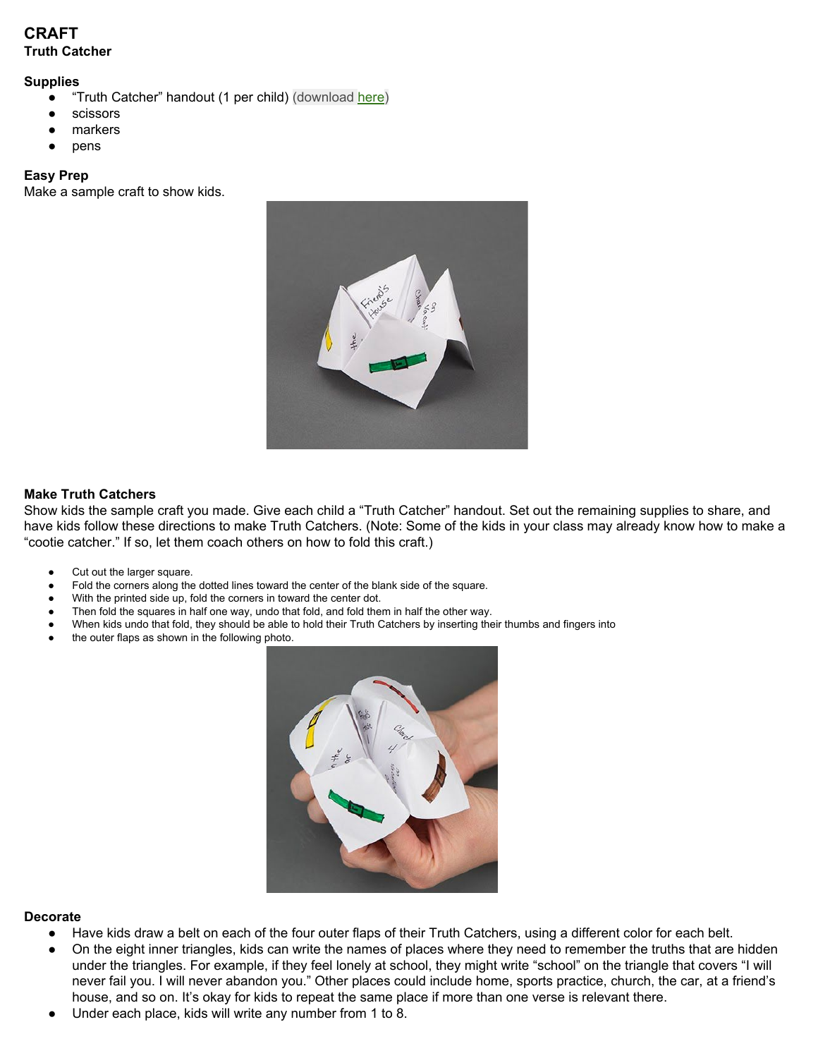# CRAFT

## Truth Catcher

### Supplies

- "Truth Catcher" handout (1 per child) (download here)
- scissors
- markers
- pens

### Easy Prep

Make a sample craft to show kids.

### Make Truth Catchers

Show kids the sample craft you made. Give each child a "Truth Catcher" handout. Set out the remaining supplies to share, and have kids follow these directions to make Truth Catchers. (Note: Some of the kids in your class may already know how to make a "cootie catcher." If so, let them coach others on how to fold this craft.)

- Cut out the larger square.
- Fold the corners along the dotted lines toward the center of the blank side of the square.
- With the printed side up, fold the corners in toward the center dot.
- Then fold the squares in half one way, undo that fold, and fold them in half the other way.
- When kids undo that fold, they should be able to hold their Truth Catchers by inserting their thumbs and fingers into
- the outer flaps as shown in the following photo.

### Decorate

- Have kids draw a belt on each of the four outer flaps of their Truth Catchers, using a different color for each belt.
- On the eight inner triangles, kids can write the names of places where they need to remember the truths that are hidden under the triangles. For example, if they feel lonely at school, they might write "school" on the triangle that covers "I will never fail you. I will never abandon you." Other places could include home, sports practice, church, the car, at a friend's house, and so on. It's okay for kids to repeat the same place if more than one verse is relevant there.
- Under each place, kids will write any number from 1 to 8.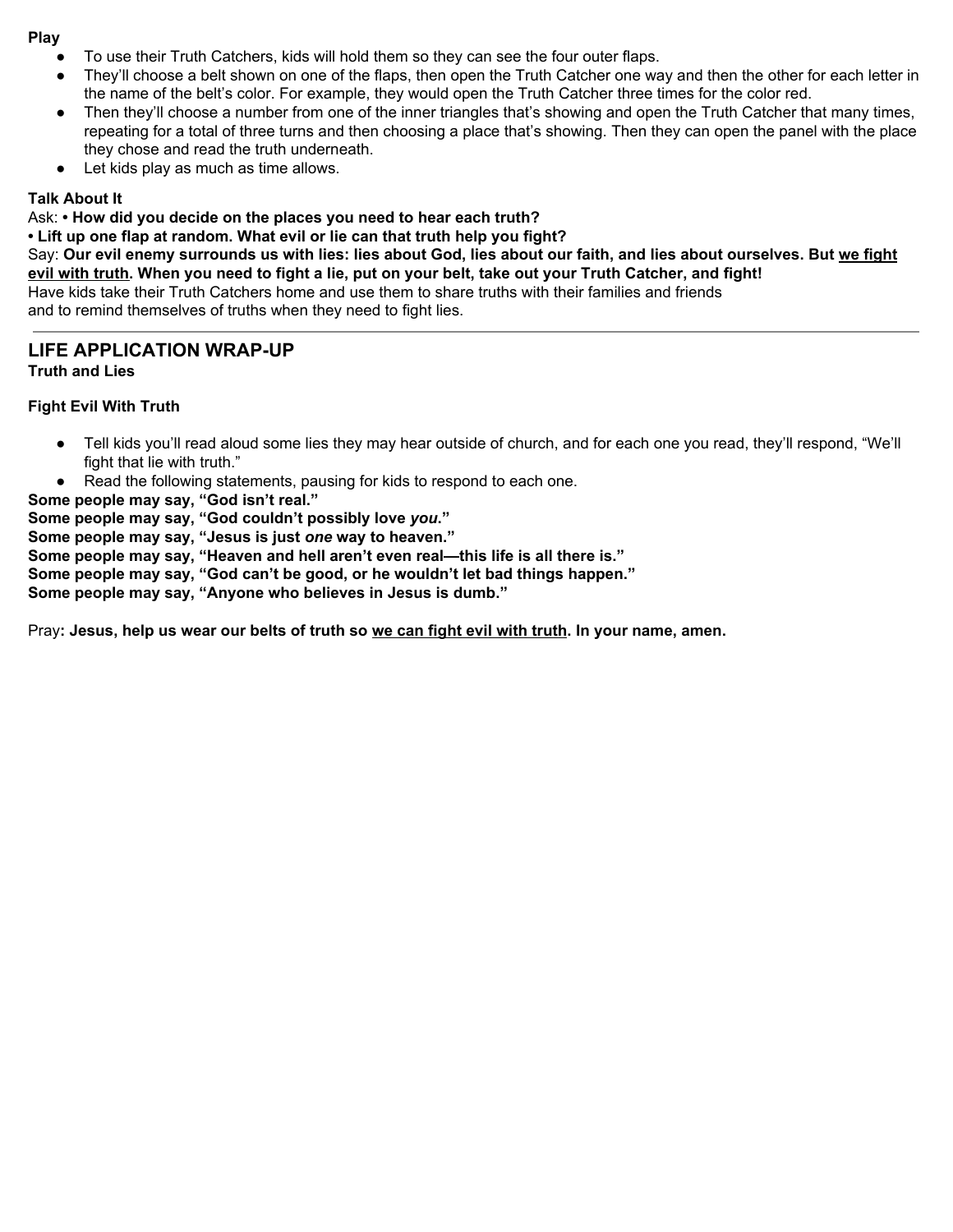**Play**

- To use their Truth Catchers, kids will hold them so they can see the four outer flaps.
- They'll choose a belt shown on one of the flaps, then open the Truth Catcher one way and then the other for each letter in the name of the belt's color. For example, they would open the Truth Catcher three times for the color red.
- Then they'll choose a number from one of the inner triangles that's showing and open the Truth Catcher that many times, repeating for a total of three turns and then choosing a place that's showing. Then they can open the panel with the place they chose and read the truth underneath.
- Let kids play as much as time allows.

**Talk About It**

Ask: **• How did you decide on the places you need to hear each truth?**
**• Lift up one flap at random. What evil or lie can that truth help you fight?**

Say: **Our evil enemy surrounds us with lies: lies about God, lies about our faith, and lies about ourselves. But <u>we fight evil with truth</u>. When you need to fight a lie, put on your belt, take out your Truth Catcher, and fight!**

Have kids take their Truth Catchers home and use them to share truths with their families and friends and to remind themselves of truths when they need to fight lies.

---

## LIFE APPLICATION WRAP-UP

**Truth and Lies**

**Fight Evil With Truth**

- Tell kids you'll read aloud some lies they may hear outside of church, and for each one you read, they'll respond, "We'll fight that lie with truth."
- Read the following statements, pausing for kids to respond to each one.

**Some people may say, "God isn't real."**
**Some people may say, "God couldn't possibly love *you*."**
**Some people may say, "Jesus is just *one* way to heaven."**
**Some people may say, "Heaven and hell aren't even real—this life is all there is."**
**Some people may say, "God can't be good, or he wouldn't let bad things happen."**
**Some people may say, "Anyone who believes in Jesus is dumb."**

Pray**: Jesus, help us wear our belts of truth so <u>we can fight evil with truth</u>. In your name, amen.**